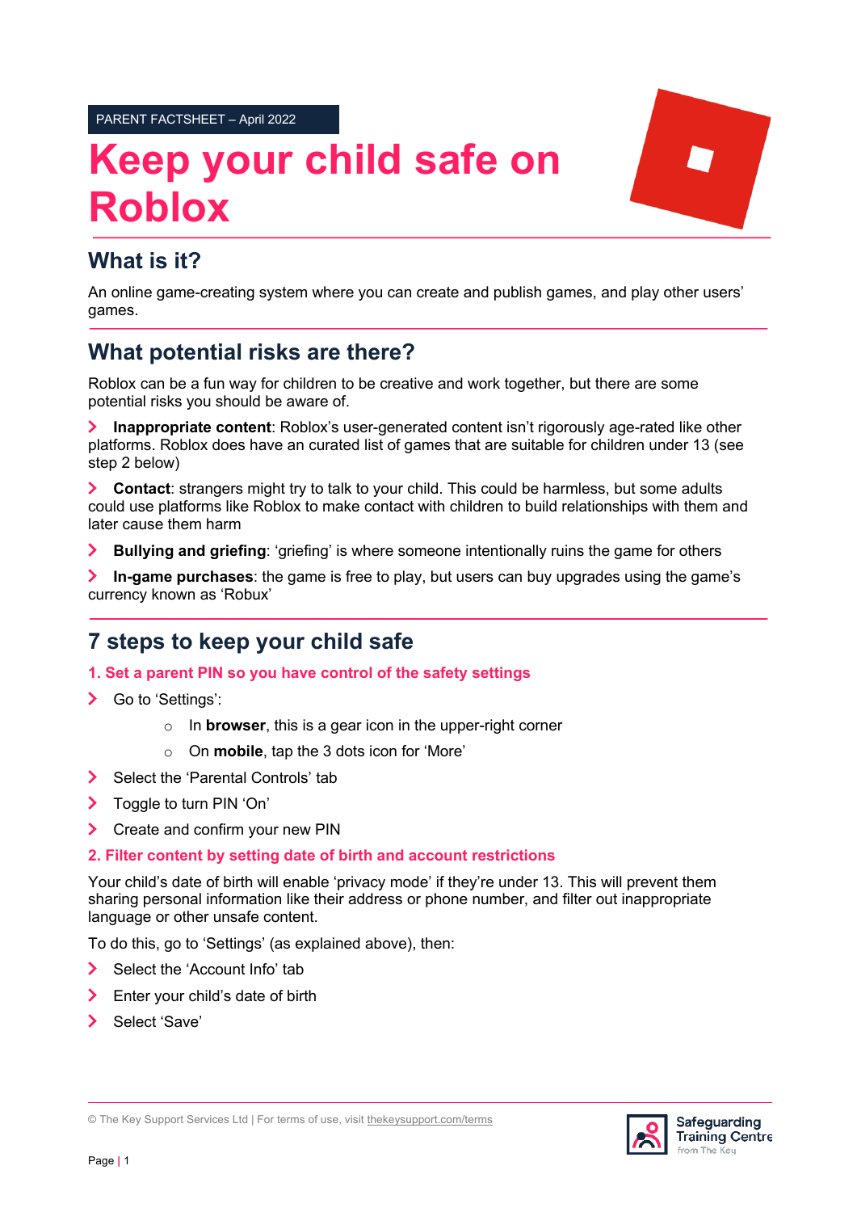PARENT FACTSHEET – April 2022

# Keep your child safe on Roblox

## What is it?

An online game-creating system where you can create and publish games, and play other users' games.

## What potential risks are there?

Roblox can be a fun way for children to be creative and work together, but there are some potential risks you should be aware of.

- **Inappropriate content**: Roblox's user-generated content isn't rigorously age-rated like other platforms. Roblox does have an curated list of games that are suitable for children under 13 (see step 2 below)
- **Contact**: strangers might try to talk to your child. This could be harmless, but some adults could use platforms like Roblox to make contact with children to build relationships with them and later cause them harm
- **Bullying and griefing**: 'griefing' is where someone intentionally ruins the game for others
- **In-game purchases**: the game is free to play, but users can buy upgrades using the game's currency known as 'Robux'

## 7 steps to keep your child safe

### 1. Set a parent PIN so you have control of the safety settings

- Go to 'Settings':
  - In **browser**, this is a gear icon in the upper-right corner
  - On **mobile**, tap the 3 dots icon for 'More'
- Select the 'Parental Controls' tab
- Toggle to turn PIN 'On'
- Create and confirm your new PIN

### 2. Filter content by setting date of birth and account restrictions

Your child's date of birth will enable 'privacy mode' if they're under 13. This will prevent them sharing personal information like their address or phone number, and filter out inappropriate language or other unsafe content.

To do this, go to 'Settings' (as explained above), then:

- Select the 'Account Info' tab
- Enter your child's date of birth
- Select 'Save'

© The Key Support Services Ltd | For terms of use, visit thekeysupport.com/terms

Safeguarding Training Centre from The Key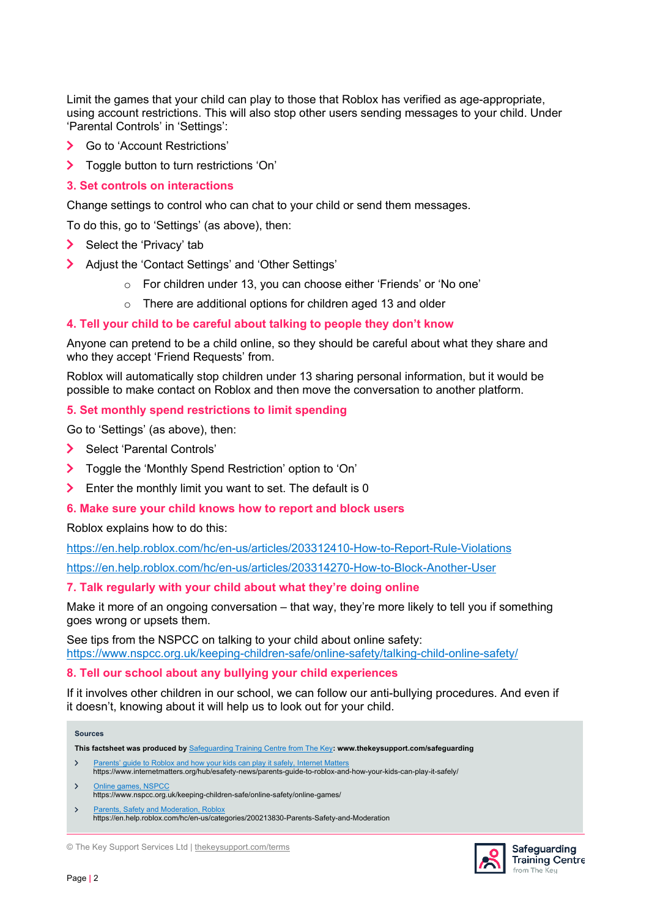Limit the games that your child can play to those that Roblox has verified as age-appropriate, using account restrictions. This will also stop other users sending messages to your child. Under 'Parental Controls' in 'Settings':

- Go to 'Account Restrictions'
- Toggle button to turn restrictions 'On'

### 3. Set controls on interactions

Change settings to control who can chat to your child or send them messages.

To do this, go to 'Settings' (as above), then:

- Select the 'Privacy' tab
- Adjust the 'Contact Settings' and 'Other Settings'
    - For children under 13, you can choose either 'Friends' or 'No one'
    - There are additional options for children aged 13 and older

### 4. Tell your child to be careful about talking to people they don't know

Anyone can pretend to be a child online, so they should be careful about what they share and who they accept 'Friend Requests' from.

Roblox will automatically stop children under 13 sharing personal information, but it would be possible to make contact on Roblox and then move the conversation to another platform.

### 5. Set monthly spend restrictions to limit spending

Go to 'Settings' (as above), then:

- Select 'Parental Controls'
- Toggle the 'Monthly Spend Restriction' option to 'On'
- Enter the monthly limit you want to set. The default is 0

### 6. Make sure your child knows how to report and block users

Roblox explains how to do this:

https://en.help.roblox.com/hc/en-us/articles/203312410-How-to-Report-Rule-Violations

https://en.help.roblox.com/hc/en-us/articles/203314270-How-to-Block-Another-User

### 7. Talk regularly with your child about what they're doing online

Make it more of an ongoing conversation – that way, they're more likely to tell you if something goes wrong or upsets them.

See tips from the NSPCC on talking to your child about online safety: https://www.nspcc.org.uk/keeping-children-safe/online-safety/talking-child-online-safety/

### 8. Tell our school about any bullying your child experiences

If it involves other children in our school, we can follow our anti-bullying procedures. And even if it doesn't, knowing about it will help us to look out for your child.

**Sources**

**This factsheet was produced by** Safeguarding Training Centre from The Key**: www.thekeysupport.com/safeguarding**

- Parents' guide to Roblox and how your kids can play it safely, Internet Matters
  https://www.internetmatters.org/hub/esafety-news/parents-guide-to-roblox-and-how-your-kids-can-play-it-safely/
- Online games, NSPCC
  https://www.nspcc.org.uk/keeping-children-safe/online-safety/online-games/
- Parents, Safety and Moderation, Roblox
  https://en.help.roblox.com/hc/en-us/categories/200213830-Parents-Safety-and-Moderation

© The Key Support Services Ltd | thekeysupport.com/terms

Safeguarding Training Centre from The Key